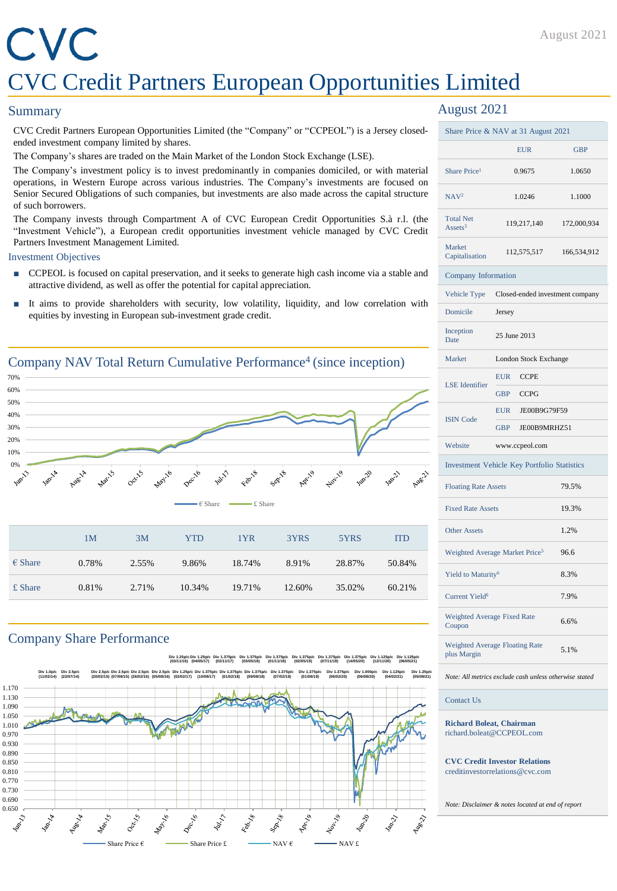# CVC Credit Partners European Opportunities Limited

August 2021

## Summary

CVC Credit Partners European Opportunities Limited (the "Company" or "CCPEOL") is a Jersey closed-ended investment company limited by shares.

The Company's shares are traded on the Main Market of the London Stock Exchange (LSE).

The Company's investment policy is to invest predominantly in companies domiciled, or with material operations, in Western Europe across various industries. The Company's investments are focused on Senior Secured Obligations of such companies, but investments are also made across the capital structure of such borrowers.

The Company invests through Compartment A of CVC European Credit Opportunities S.à r.l. (the "Investment Vehicle"), a European credit opportunities investment vehicle managed by CVC Credit Partners Investment Management Limited.

### Investment Objectives

- CCPEOL is focused on capital preservation, and it seeks to generate high cash income via a stable and attractive dividend, as well as offer the potential for capital appreciation.
- It aims to provide shareholders with security, low volatility, liquidity, and low correlation with equities by investing in European sub-investment grade credit.

## Company NAV Total Return Cumulative Performance[4] (since inception)

| | 1M | 3M | YTD | 1YR | 3YRS | 5YRS | ITD |
|---|---|---|---|---|---|---|---|
| € Share | 0.78% | 2.55% | 9.86% | 18.74% | 8.91% | 28.87% | 50.84% |
| £ Share | 0.81% | 2.71% | 10.34% | 19.71% | 12.60% | 35.02% | 60.21% |

## Company Share Performance

## August 2021

| Share Price & NAV at 31 August 2021 | EUR | GBP |
|---|---|---|
| Share Price[1] | 0.9675 | 1.0650 |
| NAV[2] | 1.0246 | 1.1000 |
| Total Net Assets[3] | 119,217,140 | 172,000,934 |
| Market Capitalisation | 112,575,517 | 166,534,912 |

| Company Information | | |
|---|---|---|
| Vehicle Type | Closed-ended investment company | |
| Domicile | Jersey | |
| Inception Date | 25 June 2013 | |
| Market | London Stock Exchange | |
| LSE Identifier | EUR | CCPE |
| | GBP | CCPG |
| ISIN Code | EUR | JE00B9G79F59 |
| | GBP | JE00B9MRHZ51 |
| Website | www.ccpeol.com | |

| Investment Vehicle Key Portfolio Statistics | |
|---|---|
| Floating Rate Assets | 79.5% |
| Fixed Rate Assets | 19.3% |
| Other Assets | 1.2% |
| Weighted Average Market Price[5] | 96.6 |
| Yield to Maturity[6] | 8.3% |
| Current Yield[6] | 7.9% |
| Weighted Average Fixed Rate Coupon | 6.6% |
| Weighted Average Floating Rate plus Margin | 5.1% |

*Note: All metrics exclude cash unless otherwise stated*

### Contact Us

**Richard Boleat, Chairman**
richard.boleat@CCPEOL.com

**CVC Credit Investor Relations**
creditinvestorrelations@cvc.com

*Note: Disclaimer & notes located at end of report*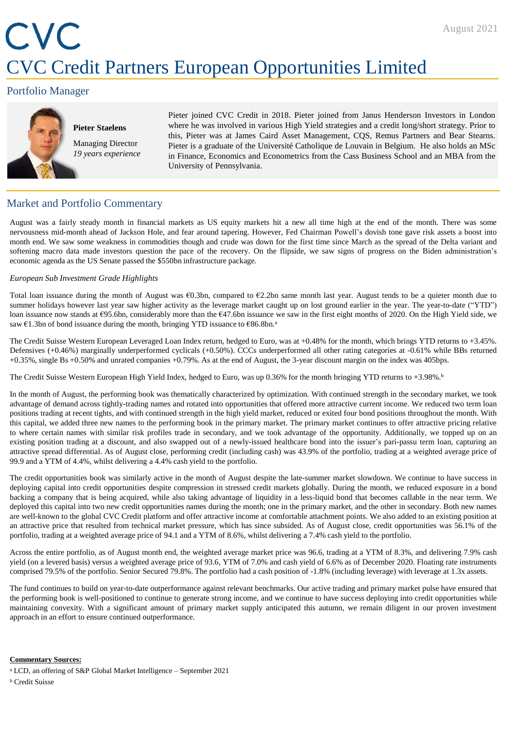CVC

August 2021

# CVC Credit Partners European Opportunities Limited

## Portfolio Manager

**Pieter Staelens**

Managing Director
*19 years experience*

Pieter joined CVC Credit in 2018. Pieter joined from Janus Henderson Investors in London where he was involved in various High Yield strategies and a credit long/short strategy. Prior to this, Pieter was at James Caird Asset Management, CQS, Remus Partners and Bear Stearns. Pieter is a graduate of the Université Catholique de Louvain in Belgium. He also holds an MSc in Finance, Economics and Econometrics from the Cass Business School and an MBA from the University of Pennsylvania.

## Market and Portfolio Commentary

August was a fairly steady month in financial markets as US equity markets hit a new all time high at the end of the month. There was some nervousness mid-month ahead of Jackson Hole, and fear around tapering. However, Fed Chairman Powell's dovish tone gave risk assets a boost into month end. We saw some weakness in commodities though and crude was down for the first time since March as the spread of the Delta variant and softening macro data made investors question the pace of the recovery. On the flipside, we saw signs of progress on the Biden administration's economic agenda as the US Senate passed the $550bn infrastructure package.

*European Sub Investment Grade Highlights*

Total loan issuance during the month of August was €0.3bn, compared to €2.2bn same month last year. August tends to be a quieter month due to summer holidays however last year saw higher activity as the leverage market caught up on lost ground earlier in the year. The year-to-date ("YTD") loan issuance now stands at €95.6bn, considerably more than the €47.6bn issuance we saw in the first eight months of 2020. On the High Yield side, we saw €1.3bn of bond issuance during the month, bringing YTD issuance to €86.8bn.[a]

The Credit Suisse Western European Leveraged Loan Index return, hedged to Euro, was at +0.48% for the month, which brings YTD returns to +3.45%. Defensives (+0.46%) marginally underperformed cyclicals (+0.50%). CCCs underperformed all other rating categories at -0.61% while BBs returned +0.35%, single Bs +0.50% and unrated companies +0.79%. As at the end of August, the 3-year discount margin on the index was 405bps.

The Credit Suisse Western European High Yield Index, hedged to Euro, was up 0.36% for the month bringing YTD returns to +3.98%.[b]

In the month of August, the performing book was thematically characterized by optimization. With continued strength in the secondary market, we took advantage of demand across tightly-trading names and rotated into opportunities that offered more attractive current income. We reduced two term loan positions trading at recent tights, and with continued strength in the high yield market, reduced or exited four bond positions throughout the month. With this capital, we added three new names to the performing book in the primary market. The primary market continues to offer attractive pricing relative to where certain names with similar risk profiles trade in secondary, and we took advantage of the opportunity. Additionally, we topped up on an existing position trading at a discount, and also swapped out of a newly-issued healthcare bond into the issuer's pari-passu term loan, capturing an attractive spread differential. As of August close, performing credit (including cash) was 43.9% of the portfolio, trading at a weighted average price of 99.9 and a YTM of 4.4%, whilst delivering a 4.4% cash yield to the portfolio.

The credit opportunities book was similarly active in the month of August despite the late-summer market slowdown. We continue to have success in deploying capital into credit opportunities despite compression in stressed credit markets globally. During the month, we reduced exposure in a bond backing a company that is being acquired, while also taking advantage of liquidity in a less-liquid bond that becomes callable in the near term. We deployed this capital into two new credit opportunities names during the month; one in the primary market, and the other in secondary. Both new names are well-known to the global CVC Credit platform and offer attractive income at comfortable attachment points. We also added to an existing position at an attractive price that resulted from technical market pressure, which has since subsided. As of August close, credit opportunities was 56.1% of the portfolio, trading at a weighted average price of 94.1 and a YTM of 8.6%, whilst delivering a 7.4% cash yield to the portfolio.

Across the entire portfolio, as of August month end, the weighted average market price was 96.6, trading at a YTM of 8.3%, and delivering 7.9% cash yield (on a levered basis) versus a weighted average price of 93.6, YTM of 7.0% and cash yield of 6.6% as of December 2020. Floating rate instruments comprised 79.5% of the portfolio. Senior Secured 79.8%. The portfolio had a cash position of -1.8% (including leverage) with leverage at 1.3x assets.

The fund continues to build on year-to-date outperformance against relevant benchmarks. Our active trading and primary market pulse have ensured that the performing book is well-positioned to continue to generate strong income, and we continue to have success deploying into credit opportunities while maintaining convexity. With a significant amount of primary market supply anticipated this autumn, we remain diligent in our proven investment approach in an effort to ensure continued outperformance.

**Commentary Sources:**

[a] LCD, an offering of S&P Global Market Intelligence – September 2021

[b] Credit Suisse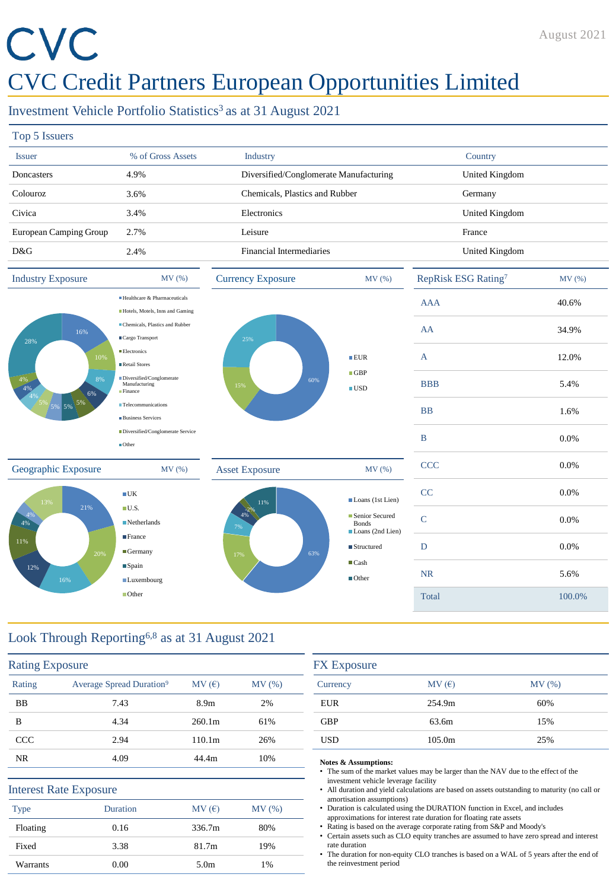# CVC

August 2021

# CVC Credit Partners European Opportunities Limited

## Investment Vehicle Portfolio Statistics[3] as at 31 August 2021

### Top 5 Issuers

| Issuer | % of Gross Assets | Industry | Country |
|---|---|---|---|
| Doncasters | 4.9% | Diversified/Conglomerate Manufacturing | United Kingdom |
| Colouroz | 3.6% | Chemicals, Plastics and Rubber | Germany |
| Civica | 3.4% | Electronics | United Kingdom |
| European Camping Group | 2.7% | Leisure | France |
| D&G | 2.4% | Financial Intermediaries | United Kingdom |

### Industry Exposure — MV (%)

| Industry | MV (%) |
|---|---|
| Healthcare & Pharmaceuticals | 16% |
| Hotels, Motels, Inns and Gaming | 10% |
| Chemicals, Plastics and Rubber | 8% |
| Cargo Transport | 6% |
| Electronics | 5% |
| Retail Stores | 5% |
| Diversified/Conglomerate Manufacturing | 5% |
| Finance | 5% |
| Telecommunications | 4% |
| Business Services | 4% |
| Diversified/Conglomerate Service | 4% |
| Other | 28% |

### Currency Exposure — MV (%)

| Currency | MV (%) |
|---|---|
| EUR | 60% |
| GBP | 15% |
| USD | 25% |

### RepRisk ESG Rating[7]

| RepRisk ESG Rating | MV (%) |
|---|---|
| AAA | 40.6% |
| AA | 34.9% |
| A | 12.0% |
| BBB | 5.4% |
| BB | 1.6% |
| B | 0.0% |
| CCC | 0.0% |
| CC | 0.0% |
| C | 0.0% |
| D | 0.0% |
| NR | 5.6% |
| Total | 100.0% |

### Geographic Exposure — MV (%)

| Country | MV (%) |
|---|---|
| UK | 21% |
| U.S. | 20% |
| Netherlands | 16% |
| France | 12% |
| Germany | 11% |
| Spain | 4% |
| Luxembourg | 4% |
| Other | 13% |

### Asset Exposure — MV (%)

| Asset | MV (%) |
|---|---|
| Loans (1st Lien) | 63% |
| Senior Secured Bonds | 17% |
| Loans (2nd Lien) | 7% |
| Structured | 4% |
| Cash | -2% |
| Other | 11% |

## Look Through Reporting[6,8] as at 31 August 2021

### Rating Exposure

| Rating | Average Spread Duration[9] | MV (€) | MV (%) |
|---|---|---|---|
| BB | 7.43 | 8.9m | 2% |
| B | 4.34 | 260.1m | 61% |
| CCC | 2.94 | 110.1m | 26% |
| NR | 4.09 | 44.4m | 10% |

### Interest Rate Exposure

| Type | Duration | MV (€) | MV (%) |
|---|---|---|---|
| Floating | 0.16 | 336.7m | 80% |
| Fixed | 3.38 | 81.7m | 19% |
| Warrants | 0.00 | 5.0m | 1% |

### FX Exposure

| Currency | MV (€) | MV (%) |
|---|---|---|
| EUR | 254.9m | 60% |
| GBP | 63.6m | 15% |
| USD | 105.0m | 25% |

**Notes & Assumptions:**

- The sum of the market values may be larger than the NAV due to the effect of the investment vehicle leverage facility
- All duration and yield calculations are based on assets outstanding to maturity (no call or amortisation assumptions)
- Duration is calculated using the DURATION function in Excel, and includes approximations for interest rate duration for floating rate assets
- Rating is based on the average corporate rating from S&P and Moody's
- Certain assets such as CLO equity tranches are assumed to have zero spread and interest rate duration
- The duration for non-equity CLO tranches is based on a WAL of 5 years after the end of the reinvestment period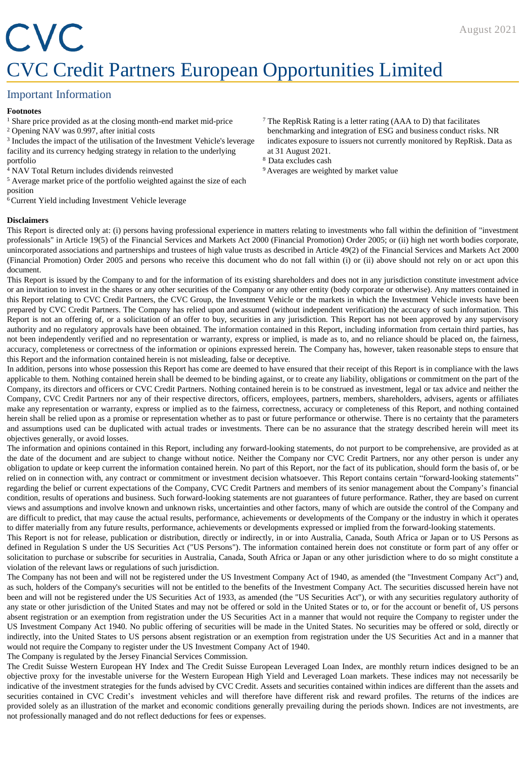# CVC Credit Partners European Opportunities Limited

## Important Information

**Footnotes**

[1] Share price provided as at the closing month-end market mid-price

[2] Opening NAV was 0.997, after initial costs

[3] Includes the impact of the utilisation of the Investment Vehicle's leverage facility and its currency hedging strategy in relation to the underlying portfolio

[4] NAV Total Return includes dividends reinvested

[5] Average market price of the portfolio weighted against the size of each position

[6] Current Yield including Investment Vehicle leverage

[7] The RepRisk Rating is a letter rating (AAA to D) that facilitates benchmarking and integration of ESG and business conduct risks. NR indicates exposure to issuers not currently monitored by RepRisk. Data as at 31 August 2021.

[8] Data excludes cash

[9] Averages are weighted by market value

**Disclaimers**

This Report is directed only at: (i) persons having professional experience in matters relating to investments who fall within the definition of "investment professionals" in Article 19(5) of the Financial Services and Markets Act 2000 (Financial Promotion) Order 2005; or (ii) high net worth bodies corporate, unincorporated associations and partnerships and trustees of high value trusts as described in Article 49(2) of the Financial Services and Markets Act 2000 (Financial Promotion) Order 2005 and persons who receive this document who do not fall within (i) or (ii) above should not rely on or act upon this document.

This Report is issued by the Company to and for the information of its existing shareholders and does not in any jurisdiction constitute investment advice or an invitation to invest in the shares or any other securities of the Company or any other entity (body corporate or otherwise). Any matters contained in this Report relating to CVC Credit Partners, the CVC Group, the Investment Vehicle or the markets in which the Investment Vehicle invests have been prepared by CVC Credit Partners. The Company has relied upon and assumed (without independent verification) the accuracy of such information. This Report is not an offering of, or a solicitation of an offer to buy, securities in any jurisdiction. This Report has not been approved by any supervisory authority and no regulatory approvals have been obtained. The information contained in this Report, including information from certain third parties, has not been independently verified and no representation or warranty, express or implied, is made as to, and no reliance should be placed on, the fairness, accuracy, completeness or correctness of the information or opinions expressed herein. The Company has, however, taken reasonable steps to ensure that this Report and the information contained herein is not misleading, false or deceptive.

In addition, persons into whose possession this Report has come are deemed to have ensured that their receipt of this Report is in compliance with the laws applicable to them. Nothing contained herein shall be deemed to be binding against, or to create any liability, obligations or commitment on the part of the Company, its directors and officers or CVC Credit Partners. Nothing contained herein is to be construed as investment, legal or tax advice and neither the Company, CVC Credit Partners nor any of their respective directors, officers, employees, partners, members, shareholders, advisers, agents or affiliates make any representation or warranty, express or implied as to the fairness, correctness, accuracy or completeness of this Report, and nothing contained herein shall be relied upon as a promise or representation whether as to past or future performance or otherwise. There is no certainty that the parameters and assumptions used can be duplicated with actual trades or investments. There can be no assurance that the strategy described herein will meet its objectives generally, or avoid losses.

The information and opinions contained in this Report, including any forward-looking statements, do not purport to be comprehensive, are provided as at the date of the document and are subject to change without notice. Neither the Company nor CVC Credit Partners, nor any other person is under any obligation to update or keep current the information contained herein. No part of this Report, nor the fact of its publication, should form the basis of, or be relied on in connection with, any contract or commitment or investment decision whatsoever. This Report contains certain "forward-looking statements" regarding the belief or current expectations of the Company, CVC Credit Partners and members of its senior management about the Company's financial condition, results of operations and business. Such forward-looking statements are not guarantees of future performance. Rather, they are based on current views and assumptions and involve known and unknown risks, uncertainties and other factors, many of which are outside the control of the Company and are difficult to predict, that may cause the actual results, performance, achievements or developments of the Company or the industry in which it operates to differ materially from any future results, performance, achievements or developments expressed or implied from the forward-looking statements.

This Report is not for release, publication or distribution, directly or indirectly, in or into Australia, Canada, South Africa or Japan or to US Persons as defined in Regulation S under the US Securities Act ("US Persons"). The information contained herein does not constitute or form part of any offer or solicitation to purchase or subscribe for securities in Australia, Canada, South Africa or Japan or any other jurisdiction where to do so might constitute a violation of the relevant laws or regulations of such jurisdiction.

The Company has not been and will not be registered under the US Investment Company Act of 1940, as amended (the "Investment Company Act") and, as such, holders of the Company's securities will not be entitled to the benefits of the Investment Company Act. The securities discussed herein have not been and will not be registered under the US Securities Act of 1933, as amended (the "US Securities Act"), or with any securities regulatory authority of any state or other jurisdiction of the United States and may not be offered or sold in the United States or to, or for the account or benefit of, US persons absent registration or an exemption from registration under the US Securities Act in a manner that would not require the Company to register under the US Investment Company Act 1940. No public offering of securities will be made in the United States. No securities may be offered or sold, directly or indirectly, into the United States to US persons absent registration or an exemption from registration under the US Securities Act and in a manner that would not require the Company to register under the US Investment Company Act of 1940.

The Company is regulated by the Jersey Financial Services Commission.

The Credit Suisse Western European HY Index and The Credit Suisse European Leveraged Loan Index, are monthly return indices designed to be an objective proxy for the investable universe for the Western European High Yield and Leveraged Loan markets. These indices may not necessarily be indicative of the investment strategies for the funds advised by CVC Credit. Assets and securities contained within indices are different than the assets and securities contained in CVC Credit's investment vehicles and will therefore have different risk and reward profiles. The returns of the indices are provided solely as an illustration of the market and economic conditions generally prevailing during the periods shown. Indices are not investments, are not professionally managed and do not reflect deductions for fees or expenses.